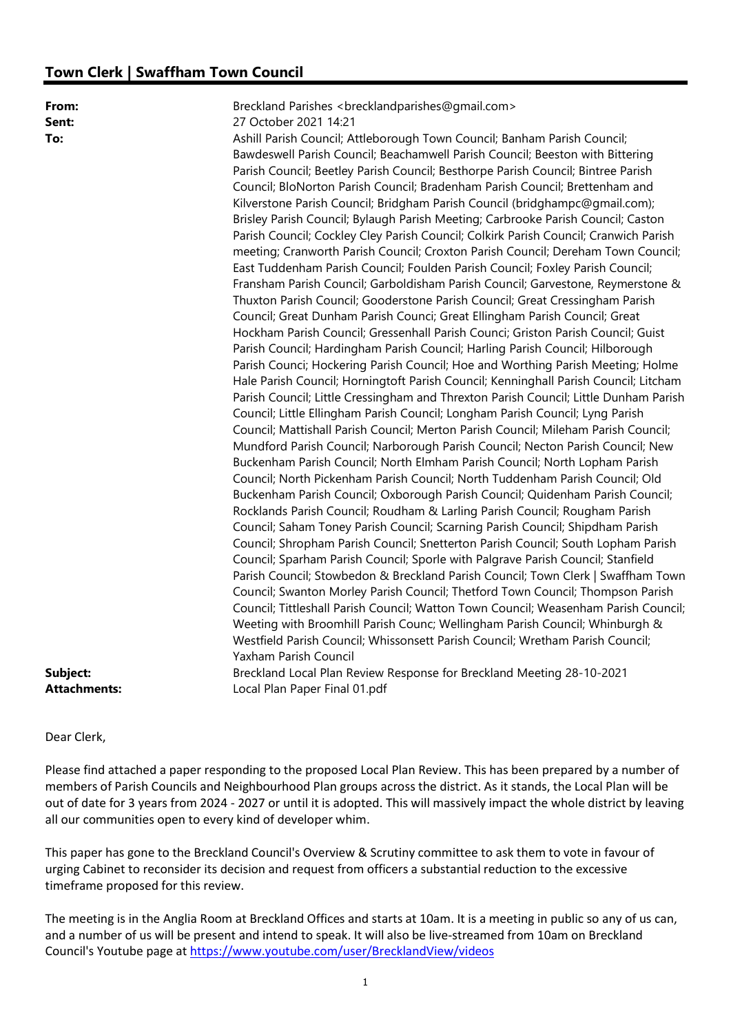## Town Clerk | Swaffham Town Council

| | |
|---|---|
| **From:** | Breckland Parishes <brecklandparishes@gmail.com> |
| **Sent:** | 27 October 2021 14:21 |
| **To:** | Ashill Parish Council; Attleborough Town Council; Banham Parish Council; Bawdeswell Parish Council; Beachamwell Parish Council; Beeston with Bittering Parish Council; Beetley Parish Council; Besthorpe Parish Council; Bintree Parish Council; BloNorton Parish Council; Bradenham Parish Council; Brettenham and Kilverstone Parish Council; Bridgham Parish Council (bridghampc@gmail.com); Brisley Parish Council; Bylaugh Parish Meeting; Carbrooke Parish Council; Caston Parish Council; Cockley Cley Parish Council; Colkirk Parish Council; Cranwich Parish meeting; Cranworth Parish Council; Croxton Parish Council; Dereham Town Council; East Tuddenham Parish Council; Foulden Parish Council; Foxley Parish Council; Fransham Parish Council; Garboldisham Parish Council; Garvestone, Reymerstone & Thuxton Parish Council; Gooderstone Parish Council; Great Cressingham Parish Council; Great Dunham Parish Counci; Great Ellingham Parish Council; Great Hockham Parish Council; Gressenhall Parish Counci; Griston Parish Council; Guist Parish Council; Hardingham Parish Council; Harling Parish Council; Hilborough Parish Counci; Hockering Parish Council; Hoe and Worthing Parish Meeting; Holme Hale Parish Council; Horningtoft Parish Council; Kenninghall Parish Council; Litcham Parish Council; Little Cressingham and Threxton Parish Council; Little Dunham Parish Council; Little Ellingham Parish Council; Longham Parish Council; Lyng Parish Council; Mattishall Parish Council; Merton Parish Council; Mileham Parish Council; Mundford Parish Council; Narborough Parish Council; Necton Parish Council; New Buckenham Parish Council; North Elmham Parish Council; North Lopham Parish Council; North Pickenham Parish Council; North Tuddenham Parish Council; Old Buckenham Parish Council; Oxborough Parish Council; Quidenham Parish Council; Rocklands Parish Council; Roudham & Larling Parish Council; Rougham Parish Council; Saham Toney Parish Council; Scarning Parish Council; Shipdham Parish Council; Shropham Parish Council; Snetterton Parish Council; South Lopham Parish Council; Sparham Parish Council; Sporle with Palgrave Parish Council; Stanfield Parish Council; Stowbedon & Breckland Parish Council; Town Clerk \| Swaffham Town Council; Swanton Morley Parish Council; Thetford Town Council; Thompson Parish Council; Tittleshall Parish Council; Watton Town Council; Weasenham Parish Council; Weeting with Broomhill Parish Counc; Wellingham Parish Council; Whinburgh & Westfield Parish Council; Whissonsett Parish Council; Wretham Parish Council; Yaxham Parish Council |
| **Subject:** | Breckland Local Plan Review Response for Breckland Meeting 28-10-2021 |
| **Attachments:** | Local Plan Paper Final 01.pdf |

Dear Clerk,

Please find attached a paper responding to the proposed Local Plan Review. This has been prepared by a number of members of Parish Councils and Neighbourhood Plan groups across the district. As it stands, the Local Plan will be out of date for 3 years from 2024 - 2027 or until it is adopted. This will massively impact the whole district by leaving all our communities open to every kind of developer whim.

This paper has gone to the Breckland Council's Overview & Scrutiny committee to ask them to vote in favour of urging Cabinet to reconsider its decision and request from officers a substantial reduction to the excessive timeframe proposed for this review.

The meeting is in the Anglia Room at Breckland Offices and starts at 10am. It is a meeting in public so any of us can, and a number of us will be present and intend to speak. It will also be live-streamed from 10am on Breckland Council's Youtube page at https://www.youtube.com/user/BrecklandView/videos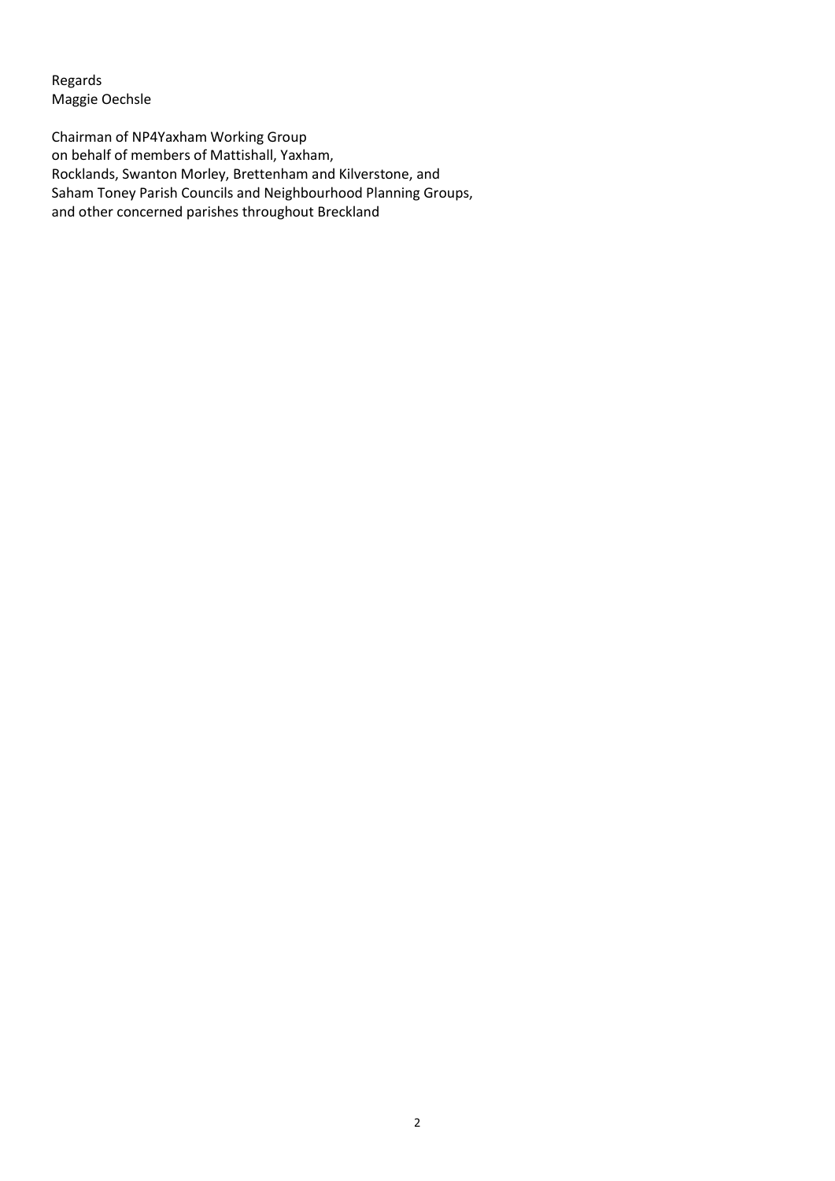Regards
Maggie Oechsle

Chairman of NP4Yaxham Working Group
on behalf of members of Mattishall, Yaxham,
Rocklands, Swanton Morley, Brettenham and Kilverstone, and
Saham Toney Parish Councils and Neighbourhood Planning Groups,
and other concerned parishes throughout Breckland